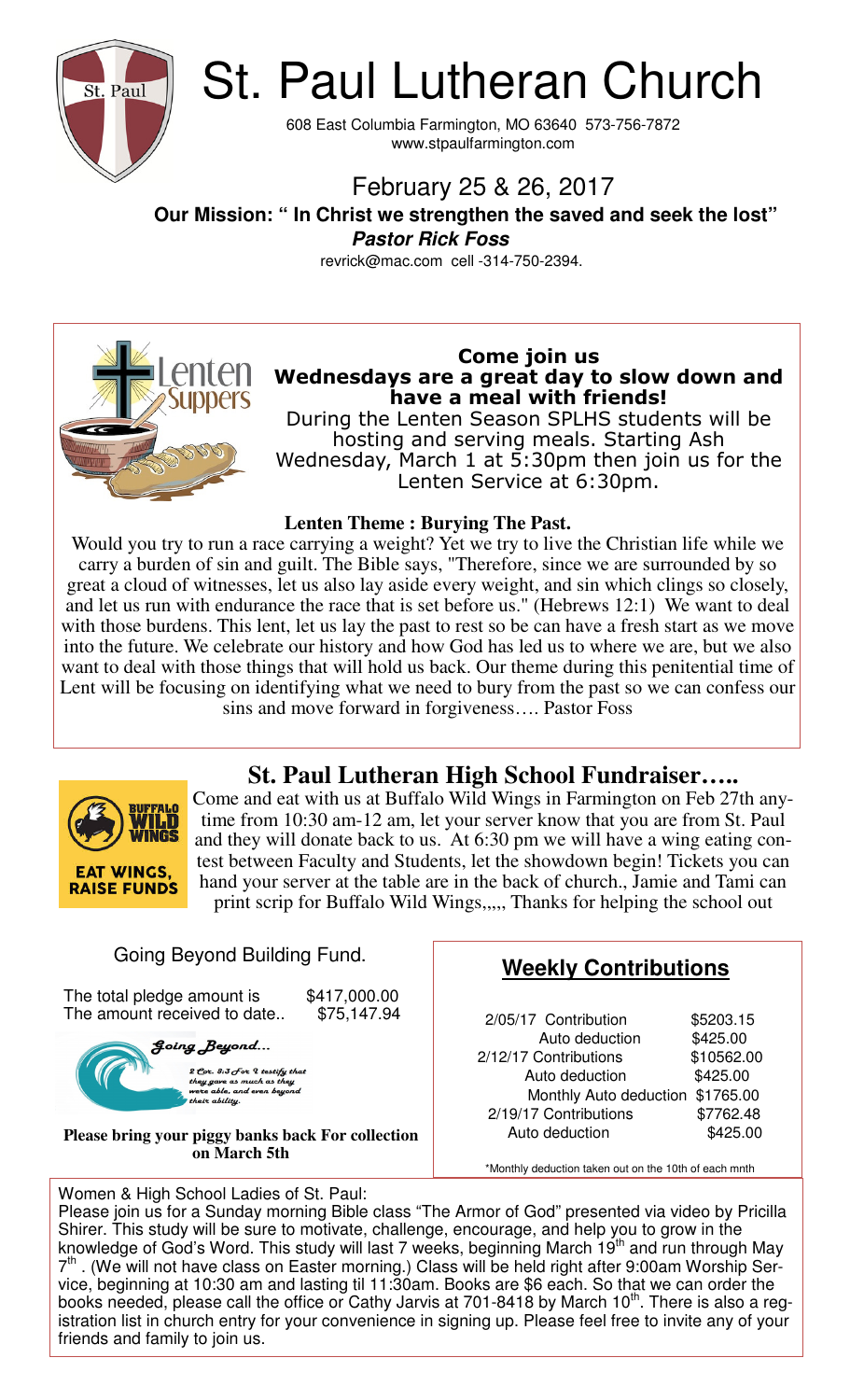# St. Paul Lutheran Church

608 East Columbia Farmington, MO 63640 573-756-7872
www.stpaulfarmington.com

## February 25 & 26, 2017

**Our Mission: " In Christ we strengthen the saved and seek the lost"**

***Pastor Rick Foss***

revrick@mac.com cell -314-750-2394.

### Come join us
### Wednesdays are a great day to slow down and have a meal with friends!

During the Lenten Season SPLHS students will be hosting and serving meals. Starting Ash Wednesday, March 1 at 5:30pm then join us for the Lenten Service at 6:30pm.

**Lenten Theme : Burying The Past.**

Would you try to run a race carrying a weight? Yet we try to live the Christian life while we carry a burden of sin and guilt. The Bible says, "Therefore, since we are surrounded by so great a cloud of witnesses, let us also lay aside every weight, and sin which clings so closely, and let us run with endurance the race that is set before us." (Hebrews 12:1) We want to deal with those burdens. This lent, let us lay the past to rest so be can have a fresh start as we move into the future. We celebrate our history and how God has led us to where we are, but we also want to deal with those things that will hold us back. Our theme during this penitential time of Lent will be focusing on identifying what we need to bury from the past so we can confess our sins and move forward in forgiveness…. Pastor Foss

## St. Paul Lutheran High School Fundraiser…..

Come and eat with us at Buffalo Wild Wings in Farmington on Feb 27th anytime from 10:30 am-12 am, let your server know that you are from St. Paul and they will donate back to us. At 6:30 pm we will have a wing eating contest between Faculty and Students, let the showdown begin! Tickets you can hand your server at the table are in the back of church., Jamie and Tami can print scrip for Buffalo Wild Wings,,,,, Thanks for helping the school out

### Going Beyond Building Fund.

| | |
|---|---|
| The total pledge amount is | $417,000.00 |
| The amount received to date.. | $75,147.94 |

*Going Beyond…*

*2 Cor. 8:3 For I testify that they gave as much as they were able, and even beyond their ability.*

**Please bring your piggy banks back For collection on March 5th**

### Weekly Contributions

| | |
|---|---|
| 2/05/17 Contribution | $5203.15 |
| Auto deduction | $425.00 |
| 2/12/17 Contributions | $10562.00 |
| Auto deduction | $425.00 |
| Monthly Auto deduction | $1765.00 |
| 2/19/17 Contributions | $7762.48 |
| Auto deduction | $425.00 |

*Monthly deduction taken out on the 10th of each mnth

Women & High School Ladies of St. Paul:
Please join us for a Sunday morning Bible class "The Armor of God" presented via video by Pricilla Shirer. This study will be sure to motivate, challenge, encourage, and help you to grow in the knowledge of God's Word. This study will last 7 weeks, beginning March 19th and run through May 7th . (We will not have class on Easter morning.) Class will be held right after 9:00am Worship Service, beginning at 10:30 am and lasting til 11:30am. Books are $6 each. So that we can order the books needed, please call the office or Cathy Jarvis at 701-8418 by March 10th. There is also a registration list in church entry for your convenience in signing up. Please feel free to invite any of your friends and family to join us.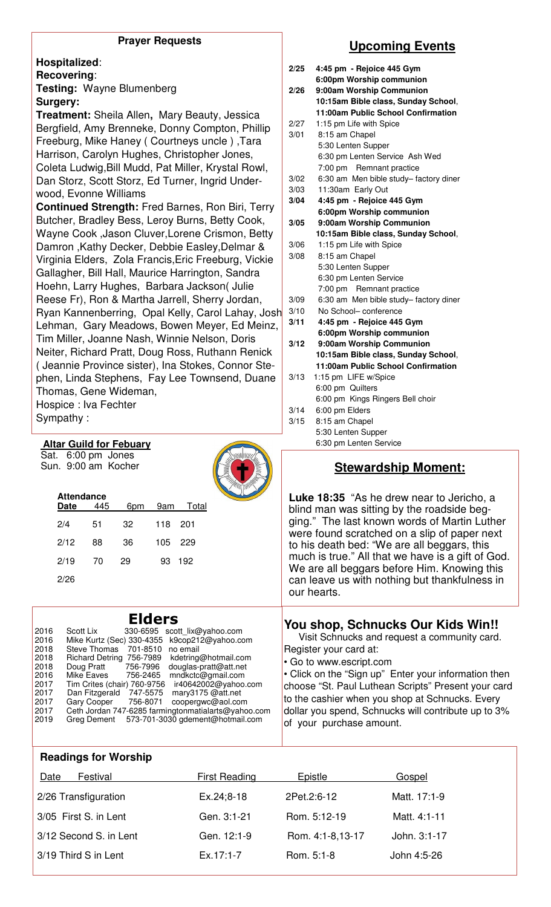## Prayer Requests

**Hospitalized**:

**Recovering**:

**Testing:** Wayne Blumenberg

**Surgery:**

**Treatment:** Sheila Allen**,** Mary Beauty, Jessica Bergfield, Amy Brenneke, Donny Compton, Phillip Freeburg, Mike Haney ( Courtneys uncle ) ,Tara Harrison, Carolyn Hughes, Christopher Jones, Coleta Ludwig,Bill Mudd, Pat Miller, Krystal Rowl, Dan Storz, Scott Storz, Ed Turner, Ingrid Underwood, Evonne Williams

**Continued Strength:** Fred Barnes, Ron Biri, Terry Butcher, Bradley Bess, Leroy Burns, Betty Cook, Wayne Cook ,Jason Cluver,Lorene Crismon, Betty Damron ,Kathy Decker, Debbie Easley,Delmar & Virginia Elders, Zola Francis,Eric Freeburg, Vickie Gallagher, Bill Hall, Maurice Harrington, Sandra Hoehn, Larry Hughes, Barbara Jackson( Julie Reese Fr), Ron & Martha Jarrell, Sherry Jordan, Ryan Kannenberring, Opal Kelly, Carol Lahay, Josh Lehman, Gary Meadows, Bowen Meyer, Ed Meinz, Tim Miller, Joanne Nash, Winnie Nelson, Doris Neiter, Richard Pratt, Doug Ross, Ruthann Renick ( Jeannie Province sister), Ina Stokes, Connor Stephen, Linda Stephens, Fay Lee Townsend, Duane Thomas, Gene Wideman,

Hospice : Iva Fechter

Sympathy :

## Upcoming Events

2/25 **4:45 pm - Rejoice 445 Gym**
**6:00pm Worship communion**

2/26 **9:00am Worship Communion**
**10:15am Bible class, Sunday School**,
**11:00am Public School Confirmation**

2/27 1:15 pm Life with Spice

3/01 8:15 am Chapel
5:30 Lenten Supper
6:30 pm Lenten Service Ash Wed
7:00 pm Remnant practice

3/02 6:30 am Men bible study– factory diner

3/03 11:30am Early Out

**3/04 4:45 pm - Rejoice 445 Gym**
**6:00pm Worship communion**

**3/05 9:00am Worship Communion**
**10:15am Bible class, Sunday School**,

3/06 1:15 pm Life with Spice

3/08 8:15 am Chapel
5:30 Lenten Supper
6:30 pm Lenten Service
7:00 pm Remnant practice

3/09 6:30 am Men bible study– factory diner

3/10 No School– conference

**3/11 4:45 pm - Rejoice 445 Gym**
**6:00pm Worship communion**

**3/12 9:00am Worship Communion**
**10:15am Bible class, Sunday School**,
**11:00am Public School Confirmation**

3/13 1:15 pm LIFE w/Spice
6:00 pm Quilters
6:00 pm Kings Ringers Bell choir

3/14 6:00 pm Elders

3/15 8:15 am Chapel
5:30 Lenten Supper
6:30 pm Lenten Service

**Altar Guild for Febuary**

Sat. 6:00 pm Jones
Sun. 9:00 am Kocher

**Attendance**

| Date | 445 | 6pm | 9am | Total |
|---|---|---|---|---|
| 2/4 | 51 | 32 | 118 | 201 |
| 2/12 | 88 | 36 | 105 | 229 |
| 2/19 | 70 | 29 | 93 | 192 |
| 2/26 | | | | |

## Stewardship Moment:

**Luke 18:35** "As he drew near to Jericho, a blind man was sitting by the roadside begging." The last known words of Martin Luther were found scratched on a slip of paper next to his death bed: "We are all beggars, this much is true." All that we have is a gift of God. We are all beggars before Him. Knowing this can leave us with nothing but thankfulness in our hearts.

## Elders

| | | | |
|---|---|---|---|
| 2016 | Scott Lix | 330-6595 | scott_lix@yahoo.com |
| 2016 | Mike Kurtz (Sec) | 330-4355 | k9cop212@yahoo.com |
| 2018 | Steve Thomas | 701-8510 | no email |
| 2018 | Richard Detring | 756-7989 | kdetring@hotmail.com |
| 2018 | Doug Pratt | 756-7996 | douglas-pratt@att.net |
| 2016 | Mike Eaves | 756-2465 | mndkctc@gmail.com |
| 2017 | Tim Crites (chair) | 760-9756 | ir40642002@yahoo.com |
| 2017 | Dan Fitzgerald | 747-5575 | mary3175 @att.net |
| 2017 | Gary Cooper | 756-8071 | coopergwc@aol.com |
| 2017 | Ceth Jordan | 747-6285 | farmingtonmatialarts@yahoo.com |
| 2019 | Greg Dement | 573-701-3030 | gdement@hotmail.com |

## You shop, Schnucks Our Kids Win!!

Visit Schnucks and request a community card. Register your card at:

- Go to www.escript.com
- Click on the "Sign up" Enter your information then choose "St. Paul Luthean Scripts" Present your card to the cashier when you shop at Schnucks. Every dollar you spend, Schnucks will contribute up to 3% of your purchase amount.

## Readings for Worship

| Date Festival | First Reading | Epistle | Gospel |
|---|---|---|---|
| 2/26 Transfiguration | Ex.24;8-18 | 2Pet.2:6-12 | Matt. 17:1-9 |
| 3/05 First S. in Lent | Gen. 3:1-21 | Rom. 5:12-19 | Matt. 4:1-11 |
| 3/12 Second S. in Lent | Gen. 12:1-9 | Rom. 4:1-8,13-17 | John. 3:1-17 |
| 3/19 Third S in Lent | Ex.17:1-7 | Rom. 5:1-8 | John 4:5-26 |